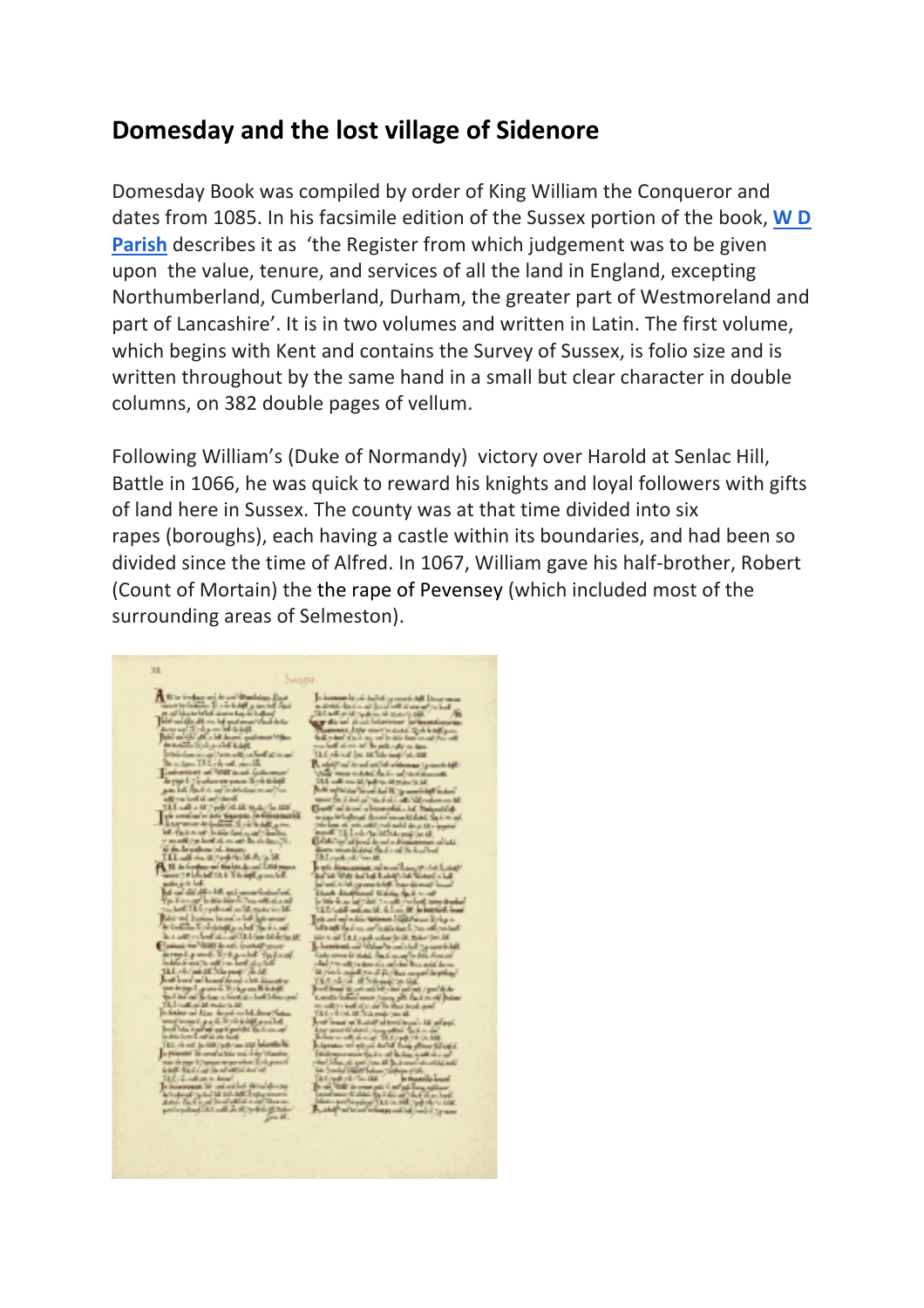## Domesday and the lost village of Sidenore

Domesday Book was compiled by order of King William the Conqueror and dates from 1085. In his facsimile edition of the Sussex portion of the book, **W D Parish** describes it as 'the Register from which judgement was to be given upon the value, tenure, and services of all the land in England, excepting Northumberland, Cumberland, Durham, the greater part of Westmoreland and part of Lancashire'. It is in two volumes and written in Latin. The first volume, which begins with Kent and contains the Survey of Sussex, is folio size and is written throughout by the same hand in a small but clear character in double columns, on 382 double pages of vellum.

Following William's (Duke of Normandy) victory over Harold at Senlac Hill, Battle in 1066, he was quick to reward his knights and loyal followers with gifts of land here in Sussex. The county was at that time divided into six rapes (boroughs), each having a castle within its boundaries, and had been so divided since the time of Alfred. In 1067, William gave his half-brother, Robert (Count of Mortain) the the rape of Pevensey (which included most of the surrounding areas of Selmeston).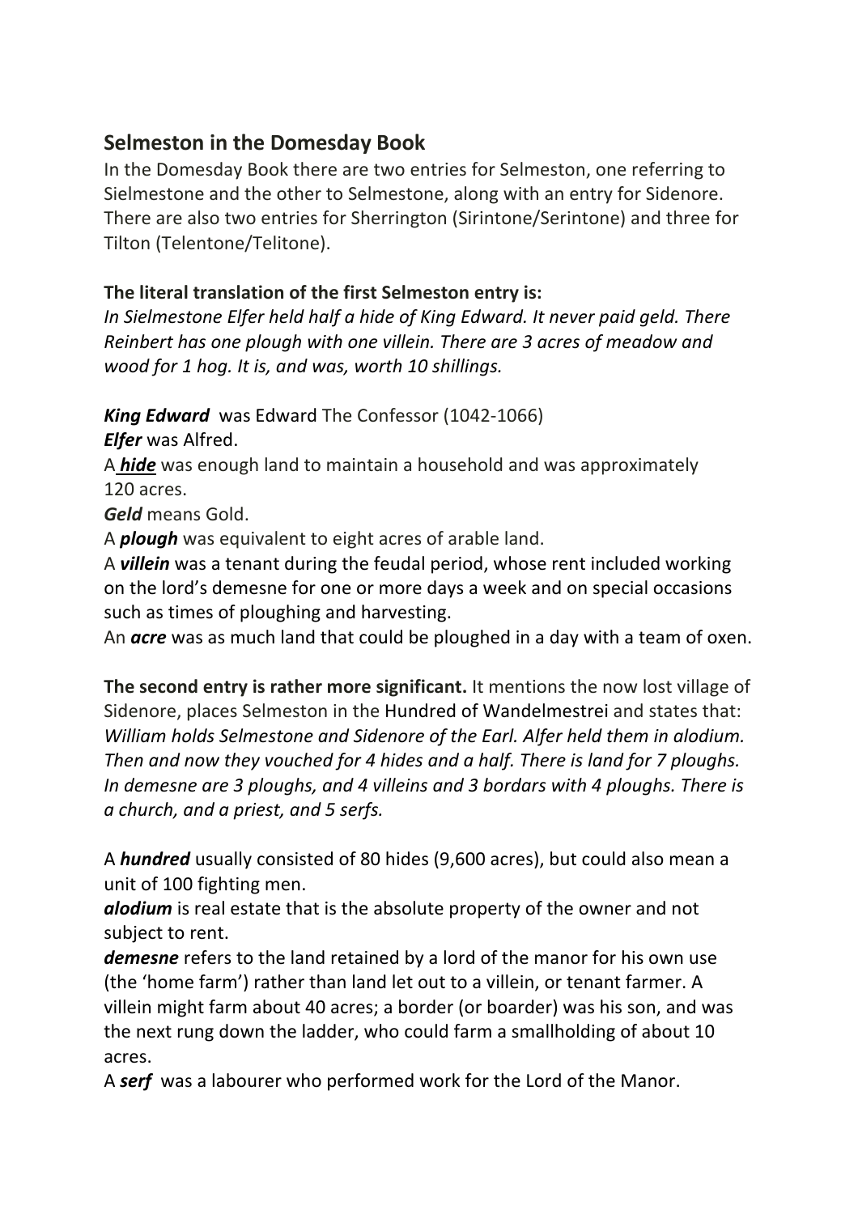## Selmeston in the Domesday Book

In the Domesday Book there are two entries for Selmeston, one referring to Sielmestone and the other to Selmestone, along with an entry for Sidenore. There are also two entries for Sherrington (Sirintone/Serintone) and three for Tilton (Telentone/Telitone).

**The literal translation of the first Selmeston entry is:**
*In Sielmestone Elfer held half a hide of King Edward. It never paid geld. There Reinbert has one plough with one villein. There are 3 acres of meadow and wood for 1 hog. It is, and was, worth 10 shillings.*

***King Edward*** was Edward The Confessor (1042-1066)
***Elfer*** was Alfred.
A ***hide*** was enough land to maintain a household and was approximately 120 acres.
***Geld*** means Gold.
A ***plough*** was equivalent to eight acres of arable land.
A ***villein*** was a tenant during the feudal period, whose rent included working on the lord's demesne for one or more days a week and on special occasions such as times of ploughing and harvesting.
An ***acre*** was as much land that could be ploughed in a day with a team of oxen.

**The second entry is rather more significant.** It mentions the now lost village of Sidenore, places Selmeston in the Hundred of Wandelmestrei and states that:
*William holds Selmestone and Sidenore of the Earl. Alfer held them in alodium. Then and now they vouched for 4 hides and a half. There is land for 7 ploughs. In demesne are 3 ploughs, and 4 villeins and 3 bordars with 4 ploughs. There is a church, and a priest, and 5 serfs.*

A ***hundred*** usually consisted of 80 hides (9,600 acres), but could also mean a unit of 100 fighting men.
***alodium*** is real estate that is the absolute property of the owner and not subject to rent.
***demesne*** refers to the land retained by a lord of the manor for his own use (the 'home farm') rather than land let out to a villein, or tenant farmer. A villein might farm about 40 acres; a border (or boarder) was his son, and was the next rung down the ladder, who could farm a smallholding of about 10 acres.
A ***serf*** was a labourer who performed work for the Lord of the Manor.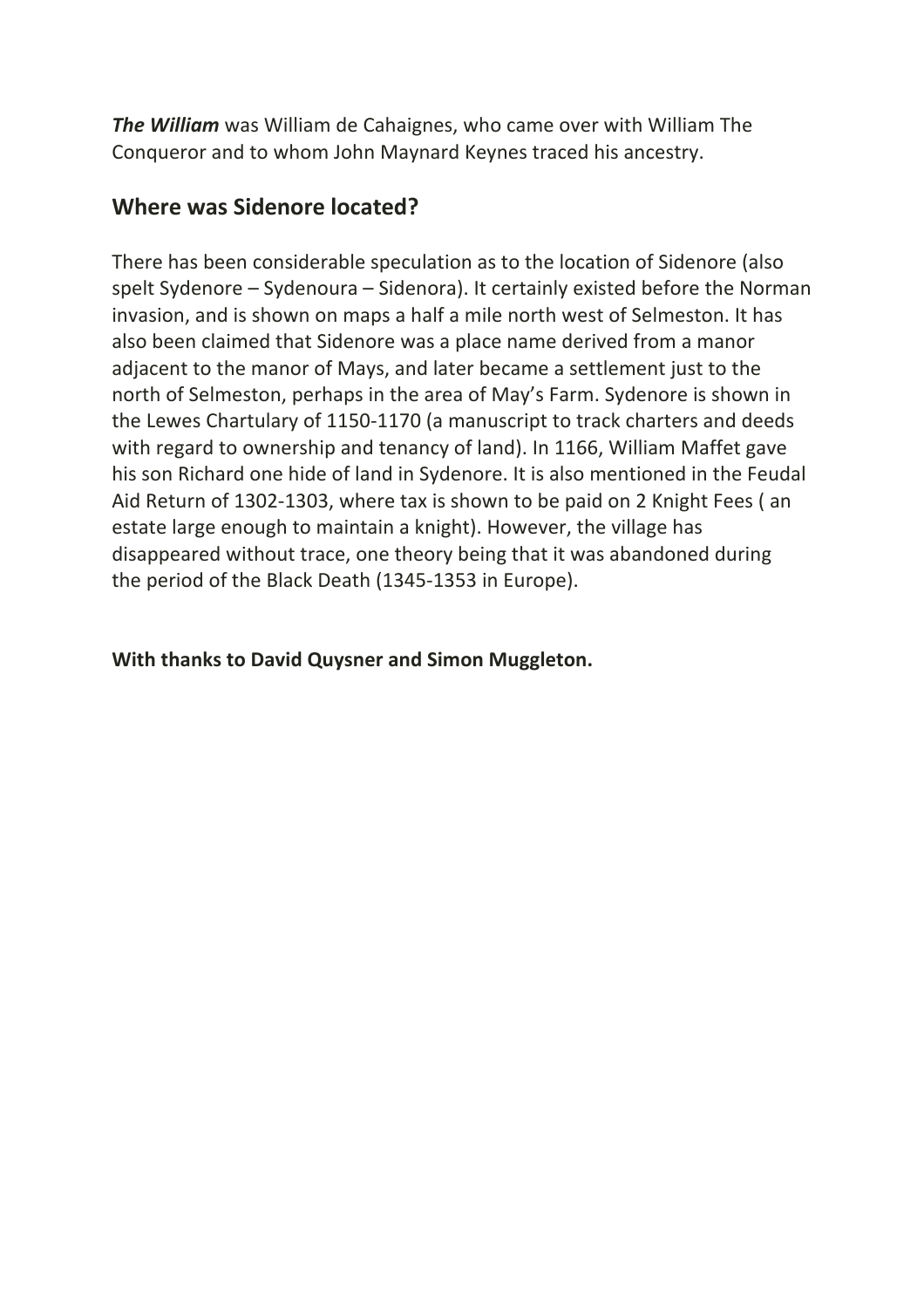***The William*** was William de Cahaignes, who came over with William The Conqueror and to whom John Maynard Keynes traced his ancestry.

## Where was Sidenore located?

There has been considerable speculation as to the location of Sidenore (also spelt Sydenore – Sydenoura – Sidenora). It certainly existed before the Norman invasion, and is shown on maps a half a mile north west of Selmeston. It has also been claimed that Sidenore was a place name derived from a manor adjacent to the manor of Mays, and later became a settlement just to the north of Selmeston, perhaps in the area of May's Farm. Sydenore is shown in the Lewes Chartulary of 1150-1170 (a manuscript to track charters and deeds with regard to ownership and tenancy of land). In 1166, William Maffet gave his son Richard one hide of land in Sydenore. It is also mentioned in the Feudal Aid Return of 1302-1303, where tax is shown to be paid on 2 Knight Fees ( an estate large enough to maintain a knight). However, the village has disappeared without trace, one theory being that it was abandoned during the period of the Black Death (1345-1353 in Europe).

**With thanks to David Quysner and Simon Muggleton.**